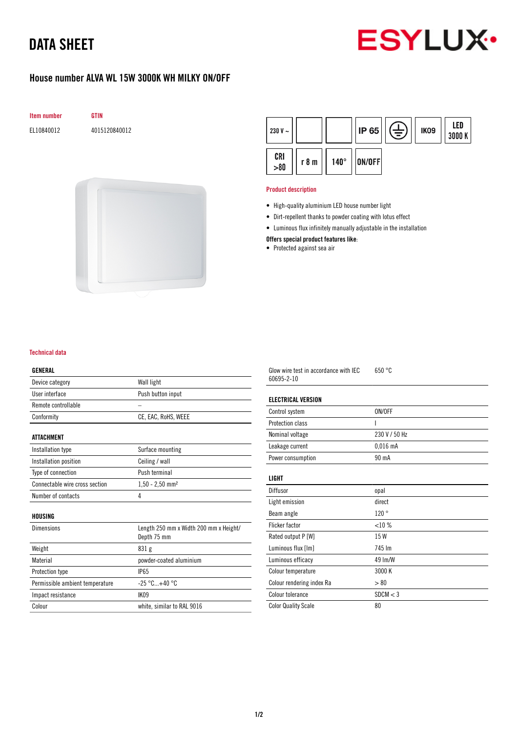# DATA SHEET

ESYLUX

## House number ALVA WL 15W 3000K WH MILKY ON/OFF

| Item number | GTIN |
|---|---|
| EL10840012 | 4015120840012 |

230 V ~ | IP 65 | IK09 | LED 3000 K | CRI >80 | r 8 m | 140° | ON/OFF

### Product description

- High-quality aluminium LED house number light
- Dirt-repellent thanks to powder coating with lotus effect
- Luminous flux infinitely manually adjustable in the installation

**Offers special product features like:**

- Protected against sea air

### Technical data

| GENERAL | |
|---|---|
| Device category | Wall light |
| User interface | Push button input |
| Remote controllable | – |
| Conformity | CE, EAC, RoHS, WEEE |

| ATTACHMENT | |
|---|---|
| Installation type | Surface mounting |
| Installation position | Ceiling / wall |
| Type of connection | Push terminal |
| Connectable wire cross section | 1,50 - 2,50 mm² |
| Number of contacts | 4 |

| HOUSING | |
|---|---|
| Dimensions | Length 250 mm x Width 200 mm x Height/ Depth 75 mm |
| Weight | 831 g |
| Material | powder-coated aluminium |
| Protection type | IP65 |
| Permissible ambient temperature | -25 °C...+40 °C |
| Impact resistance | IK09 |
| Colour | white, similar to RAL 9016 |
| Glow wire test in accordance with IEC 60695-2-10 | 650 °C |

| ELECTRICAL VERSION | |
|---|---|
| Control system | ON/OFF |
| Protection class | I |
| Nominal voltage | 230 V / 50 Hz |
| Leakage current | 0,016 mA |
| Power consumption | 90 mA |

| LIGHT | |
|---|---|
| Diffusor | opal |
| Light emission | direct |
| Beam angle | 120 ° |
| Flicker factor | <10 % |
| Rated output P [W] | 15 W |
| Luminous flux [lm] | 745 lm |
| Luminous efficacy | 49 lm/W |
| Colour temperature | 3000 K |
| Colour rendering index Ra | > 80 |
| Colour tolerance | SDCM < 3 |
| Color Quality Scale | 80 |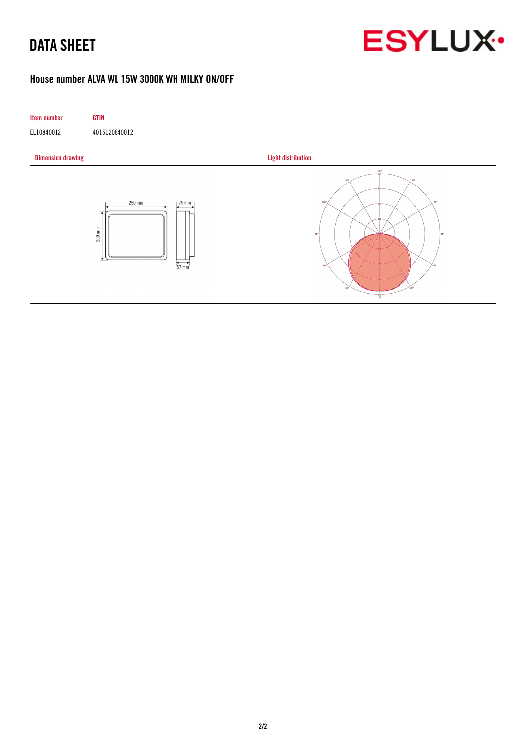# DATA SHEET

## House number ALVA WL 15W 3000K WH MILKY ON/OFF

| Item number | GTIN |
| --- | --- |
| EL10840012 | 4015120840012 |

### Dimension drawing

250 mm
200 mm
75 mm
57 mm

### Light distribution

180°
320
150°
150°
240
120°
120°
160
80
90°
90°
60°
60°
30°
30°
0°